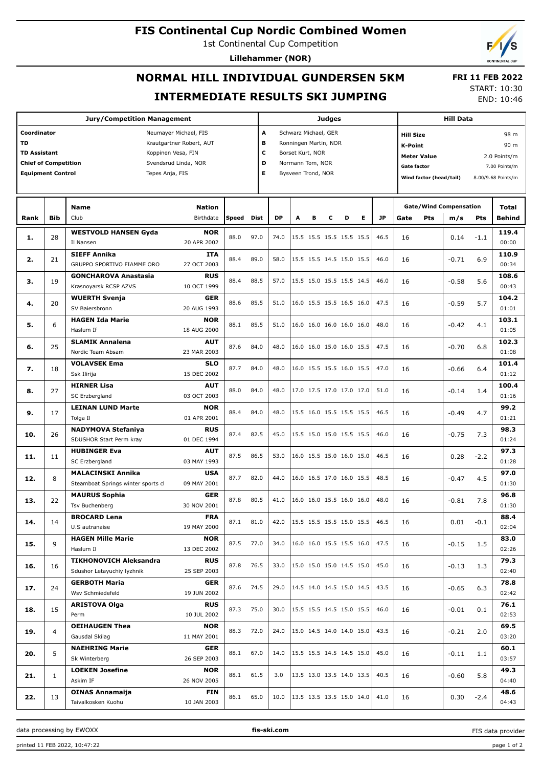# FIS Continental Cup Nordic Combined Women

1st Continental Cup Competition

**Lillehammer (NOR)**

## NORMAL HILL INDIVIDUAL GUNDERSEN 5KM

## INTERMEDIATE RESULTS SKI JUMPING

**FRI 11 FEB 2022**

START: 10:30

END: 10:46

| Jury/Competition Management | | Judges | | Hill Data | |
|---|---|---|---|---|---|
| Coordinator | Neumayer Michael, FIS | A | Schwarz Michael, GER | Hill Size | 98 m |
| TD | Krautgartner Robert, AUT | B | Ronningen Martin, NOR | K-Point | 90 m |
| TD Assistant | Koppinen Vesa, FIN | C | Borset Kurt, NOR | Meter Value | 2.0 Points/m |
| Chief of Competition | Svendsrud Linda, NOR | D | Normann Tom, NOR | Gate factor | 7.00 Points/m |
| Equipment Control | Tepes Anja, FIS | E | Bysveen Trond, NOR | Wind factor (head/tail) | 8.00/9.68 Points/m |

| Rank | Bib | Name / Club | Nation / Birthdate | Speed | Dist | DP | A | B | C | D | E | JP | Gate | Pts | m/s | Pts | Total / Behind |
|---|---|---|---|---|---|---|---|---|---|---|---|---|---|---|---|---|---|
| 1. | 28 | WESTVOLD HANSEN Gyda / Il Nansen | NOR / 20 APR 2002 | 88.0 | 97.0 | 74.0 | 15.5 | 15.5 | 15.5 | 15.5 | 15.5 | 46.5 | 16 | | 0.14 | -1.1 | 119.4 / 00:00 |
| 2. | 21 | SIEFF Annika / GRUPPO SPORTIVO FIAMME ORO | ITA / 27 OCT 2003 | 88.4 | 89.0 | 58.0 | 15.5 | 15.5 | 14.5 | 15.0 | 15.5 | 46.0 | 16 | | -0.71 | 6.9 | 110.9 / 00:34 |
| 3. | 19 | GONCHAROVA Anastasia / Krasnoyarsk RCSP AZVS | RUS / 10 OCT 1999 | 88.4 | 88.5 | 57.0 | 15.5 | 15.0 | 15.5 | 15.5 | 14.5 | 46.0 | 16 | | -0.58 | 5.6 | 108.6 / 00:43 |
| 4. | 20 | WUERTH Svenja / SV Baiersbronn | GER / 20 AUG 1993 | 88.6 | 85.5 | 51.0 | 16.0 | 15.5 | 15.5 | 16.5 | 16.0 | 47.5 | 16 | | -0.59 | 5.7 | 104.2 / 01:01 |
| 5. | 6 | HAGEN Ida Marie / Haslum If | NOR / 18 AUG 2000 | 88.1 | 85.5 | 51.0 | 16.0 | 16.0 | 16.0 | 16.0 | 16.0 | 48.0 | 16 | | -0.42 | 4.1 | 103.1 / 01:05 |
| 6. | 25 | SLAMIK Annalena / Nordic Team Absam | AUT / 23 MAR 2003 | 87.6 | 84.0 | 48.0 | 16.0 | 16.0 | 15.0 | 16.0 | 15.5 | 47.5 | 16 | | -0.70 | 6.8 | 102.3 / 01:08 |
| 7. | 18 | VOLAVSEK Ema / Ssk Ilirija | SLO / 15 DEC 2002 | 87.7 | 84.0 | 48.0 | 16.0 | 15.5 | 15.5 | 16.0 | 15.5 | 47.0 | 16 | | -0.66 | 6.4 | 101.4 / 01:12 |
| 8. | 27 | HIRNER Lisa / SC Erzbergland | AUT / 03 OCT 2003 | 88.0 | 84.0 | 48.0 | 17.0 | 17.5 | 17.0 | 17.0 | 17.0 | 51.0 | 16 | | -0.14 | 1.4 | 100.4 / 01:16 |
| 9. | 17 | LEINAN LUND Marte / Tolga Il | NOR / 01 APR 2001 | 88.4 | 84.0 | 48.0 | 15.5 | 16.0 | 15.5 | 15.5 | 15.5 | 46.5 | 16 | | -0.49 | 4.7 | 99.2 / 01:21 |
| 10. | 26 | NADYMOVA Stefaniya / SDUSHOR Start Perm kray | RUS / 01 DEC 1994 | 87.4 | 82.5 | 45.0 | 15.5 | 15.0 | 15.0 | 15.5 | 15.5 | 46.0 | 16 | | -0.75 | 7.3 | 98.3 / 01:24 |
| 11. | 11 | HUBINGER Eva / SC Erzbergland | AUT / 03 MAY 1993 | 87.5 | 86.5 | 53.0 | 16.0 | 15.5 | 15.0 | 16.0 | 15.0 | 46.5 | 16 | | 0.28 | -2.2 | 97.3 / 01:28 |
| 12. | 8 | MALACINSKI Annika / Steamboat Springs winter sports cl | USA / 09 MAY 2001 | 87.7 | 82.0 | 44.0 | 16.0 | 16.5 | 17.0 | 16.0 | 15.5 | 48.5 | 16 | | -0.47 | 4.5 | 97.0 / 01:30 |
| 13. | 22 | MAURUS Sophia / Tsv Buchenberg | GER / 30 NOV 2001 | 87.8 | 80.5 | 41.0 | 16.0 | 16.0 | 15.5 | 16.0 | 16.0 | 48.0 | 16 | | -0.81 | 7.8 | 96.8 / 01:30 |
| 14. | 14 | BROCARD Lena / U.S autranaise | FRA / 19 MAY 2000 | 87.1 | 81.0 | 42.0 | 15.5 | 15.5 | 15.5 | 15.0 | 15.5 | 46.5 | 16 | | 0.01 | -0.1 | 88.4 / 02:04 |
| 15. | 9 | HAGEN Mille Marie / Haslum Il | NOR / 13 DEC 2002 | 87.5 | 77.0 | 34.0 | 16.0 | 16.0 | 15.5 | 15.5 | 16.0 | 47.5 | 16 | | -0.15 | 1.5 | 83.0 / 02:26 |
| 16. | 16 | TIKHONOVICH Aleksandra / Sdushor Letayuchiy lyzhnik | RUS / 25 SEP 2003 | 87.8 | 76.5 | 33.0 | 15.0 | 15.0 | 15.0 | 14.5 | 15.0 | 45.0 | 16 | | -0.13 | 1.3 | 79.3 / 02:40 |
| 17. | 24 | GERBOTH Maria / Wsv Schmiedefeld | GER / 19 JUN 2002 | 87.6 | 74.5 | 29.0 | 14.5 | 14.0 | 14.5 | 15.0 | 14.5 | 43.5 | 16 | | -0.65 | 6.3 | 78.8 / 02:42 |
| 18. | 15 | ARISTOVA Olga / Perm | RUS / 10 JUL 2002 | 87.3 | 75.0 | 30.0 | 15.5 | 15.5 | 14.5 | 15.0 | 15.5 | 46.0 | 16 | | -0.01 | 0.1 | 76.1 / 02:53 |
| 19. | 4 | OEIHAUGEN Thea / Gausdal Skilag | NOR / 11 MAY 2001 | 88.3 | 72.0 | 24.0 | 15.0 | 14.5 | 14.0 | 14.0 | 15.0 | 43.5 | 16 | | -0.21 | 2.0 | 69.5 / 03:20 |
| 20. | 5 | NAEHRING Marie / Sk Winterberg | GER / 26 SEP 2003 | 88.1 | 67.0 | 14.0 | 15.5 | 15.5 | 14.5 | 14.5 | 15.0 | 45.0 | 16 | | -0.11 | 1.1 | 60.1 / 03:57 |
| 21. | 1 | LOEKEN Josefine / Askim IF | NOR / 26 NOV 2005 | 88.1 | 61.5 | 3.0 | 13.5 | 13.0 | 13.5 | 14.0 | 13.5 | 40.5 | 16 | | -0.60 | 5.8 | 49.3 / 04:40 |
| 22. | 13 | OINAS Annamaija / Taivalkosken Kuohu | FIN / 10 JAN 2003 | 86.1 | 65.0 | 10.0 | 13.5 | 13.5 | 13.5 | 15.0 | 14.0 | 41.0 | 16 | | 0.30 | -2.4 | 48.6 / 04:43 |

data processing by EWOXX — fis-ski.com — FIS data provider

printed 11 FEB 2022, 10:47:22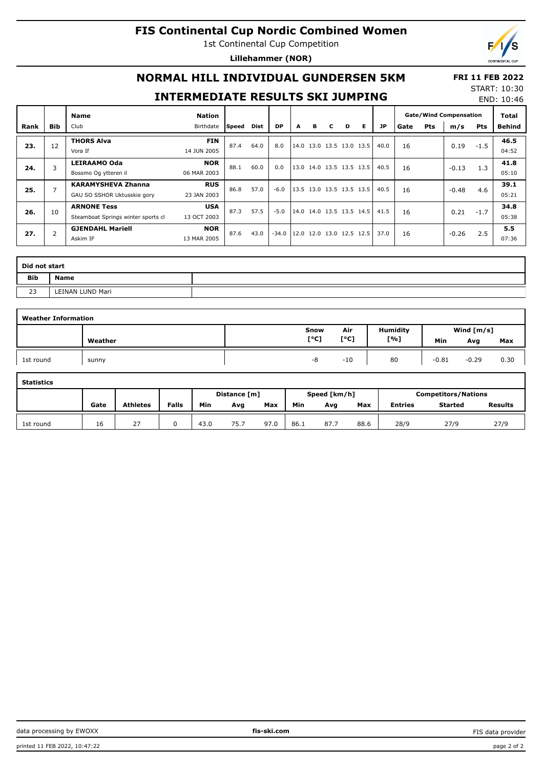# FIS Continental Cup Nordic Combined Women

1st Continental Cup Competition

**Lillehammer (NOR)**

## NORMAL HILL INDIVIDUAL GUNDERSEN 5KM

## INTERMEDIATE RESULTS SKI JUMPING

**FRI 11 FEB 2022**
START: 10:30
END: 10:46

| Rank | Bib | Name / Club | Nation / Birthdate | Speed | Dist | DP | A | B | C | D | E | JP | Gate | Gate Pts | Wind m/s | Wind Pts | Total / Behind |
|---|---|---|---|---|---|---|---|---|---|---|---|---|---|---|---|---|---|
| 23. | 12 | **THORS Alva** / Vora If | **FIN** / 14 JUN 2005 | 87.4 | 64.0 | 8.0 | 14.0 | 13.0 | 13.5 | 13.0 | 13.5 | 40.0 | 16 | | 0.19 | -1.5 | **46.5** / 04:52 |
| 24. | 3 | **LEIRAAMO Oda** / Bossmo Og ytteren il | **NOR** / 06 MAR 2003 | 88.1 | 60.0 | 0.0 | 13.0 | 14.0 | 13.5 | 13.5 | 13.5 | 40.5 | 16 | | -0.13 | 1.3 | **41.8** / 05:10 |
| 25. | 7 | **KARAMYSHEVA Zhanna** / GAU SO SSHOR Uktusskie gory | **RUS** / 23 JAN 2003 | 86.8 | 57.0 | -6.0 | 13.5 | 13.0 | 13.5 | 13.5 | 13.5 | 40.5 | 16 | | -0.48 | 4.6 | **39.1** / 05:21 |
| 26. | 10 | **ARNONE Tess** / Steamboat Springs winter sports cl | **USA** / 13 OCT 2003 | 87.3 | 57.5 | -5.0 | 14.0 | 14.0 | 13.5 | 13.5 | 14.5 | 41.5 | 16 | | 0.21 | -1.7 | **34.8** / 05:38 |
| 27. | 2 | **GJENDAHL Mariell** / Askim IF | **NOR** / 13 MAR 2005 | 87.6 | 43.0 | -34.0 | 12.0 | 12.0 | 13.0 | 12.5 | 12.5 | 37.0 | 16 | | -0.26 | 2.5 | **5.5** / 07:36 |

**Did not start**

| Bib | Name |
|---|---|
| 23 | LEINAN LUND Mari |

**Weather Information**

| | Weather | Snow [°C] | Air [°C] | Humidity [%] | Wind Min [m/s] | Wind Avg [m/s] | Wind Max [m/s] |
|---|---|---|---|---|---|---|---|
| 1st round | sunny | -8 | -10 | 80 | -0.81 | -0.29 | 0.30 |

**Statistics**

| | Gate | Athletes | Falls | Distance Min [m] | Distance Avg [m] | Distance Max [m] | Speed Min [km/h] | Speed Avg [km/h] | Speed Max [km/h] | Entries | Started | Results |
|---|---|---|---|---|---|---|---|---|---|---|---|---|
| 1st round | 16 | 27 | 0 | 43.0 | 75.7 | 97.0 | 86.1 | 87.7 | 88.6 | 28/9 | 27/9 | 27/9 |

data processing by EWOXX — fis-ski.com — FIS data provider

printed 11 FEB 2022, 10:47:22